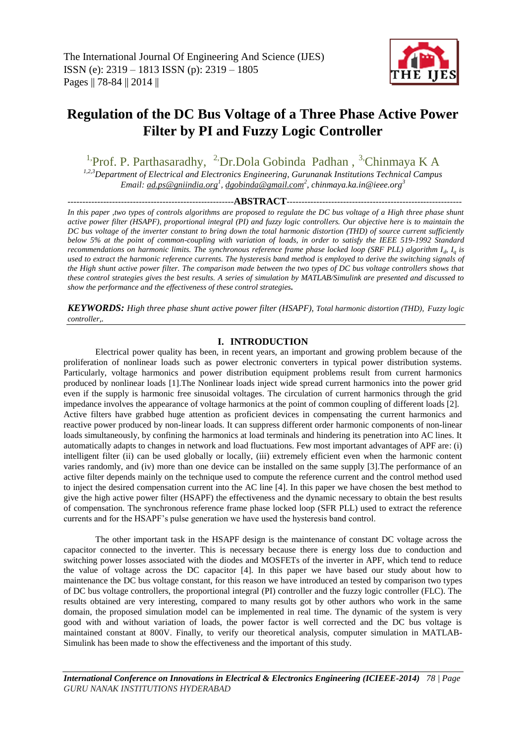# Regulation of the DC Bus Voltage of a Three Phase Active Power Filter by PI and Fuzzy Logic Controller

[1,] Prof. P. Parthasaradhy, [2,] Dr.Dola Gobinda Padhan , [3,] Chinmaya K A

*[1,2,3] Department of Electrical and Electronics Engineering, Gurunanak Institutions Technical Campus*
*Email: ad.ps@gniindia.org[1], dgobinda@gmail.com[2], chinmaya.ka.in@ieee.org[3]*

## ABSTRACT

*In this paper ,two types of controls algorithms are proposed to regulate the DC bus voltage of a High three phase shunt active power filter (HSAPF), proportional integral (PI) and fuzzy logic controllers. Our objective here is to maintain the DC bus voltage of the inverter constant to bring down the total harmonic distortion (THD) of source current sufficiently below 5% at the point of common-coupling with variation of loads, in order to satisfy the IEEE 519-1992 Standard recommendations on harmonic limits. The synchronous reference frame phase locked loop (SRF PLL) algorithm $I_d$, $I_q$ is used to extract the harmonic reference currents. The hysteresis band method is employed to derive the switching signals of the High shunt active power filter. The comparison made between the two types of DC bus voltage controllers shows that these control strategies gives the best results. A series of simulation by MATLAB/Simulink are presented and discussed to show the performance and the effectiveness of these control strategies.*

***KEYWORDS:*** *High three phase shunt active power filter (HSAPF), Total harmonic distortion (THD), Fuzzy logic controller,.*

## I. INTRODUCTION

Electrical power quality has been, in recent years, an important and growing problem because of the proliferation of nonlinear loads such as power electronic converters in typical power distribution systems. Particularly, voltage harmonics and power distribution equipment problems result from current harmonics produced by nonlinear loads [1].The Nonlinear loads inject wide spread current harmonics into the power grid even if the supply is harmonic free sinusoidal voltages. The circulation of current harmonics through the grid impedance involves the appearance of voltage harmonics at the point of common coupling of different loads [2]. Active filters have grabbed huge attention as proficient devices in compensating the current harmonics and reactive power produced by non-linear loads. It can suppress different order harmonic components of non-linear loads simultaneously, by confining the harmonics at load terminals and hindering its penetration into AC lines. It automatically adapts to changes in network and load fluctuations. Few most important advantages of APF are: (i) intelligent filter (ii) can be used globally or locally, (iii) extremely efficient even when the harmonic content varies randomly, and (iv) more than one device can be installed on the same supply [3].The performance of an active filter depends mainly on the technique used to compute the reference current and the control method used to inject the desired compensation current into the AC line [4]. In this paper we have chosen the best method to give the high active power filter (HSAPF) the effectiveness and the dynamic necessary to obtain the best results of compensation. The synchronous reference frame phase locked loop (SFR PLL) used to extract the reference currents and for the HSAPF's pulse generation we have used the hysteresis band control.

The other important task in the HSAPF design is the maintenance of constant DC voltage across the capacitor connected to the inverter. This is necessary because there is energy loss due to conduction and switching power losses associated with the diodes and MOSFETs of the inverter in APF, which tend to reduce the value of voltage across the DC capacitor [4]. In this paper we have based our study about how to maintenance the DC bus voltage constant, for this reason we have introduced an tested by comparison two types of DC bus voltage controllers, the proportional integral (PI) controller and the fuzzy logic controller (FLC). The results obtained are very interesting, compared to many results got by other authors who work in the same domain, the proposed simulation model can be implemented in real time. The dynamic of the system is very good with and without variation of loads, the power factor is well corrected and the DC bus voltage is maintained constant at 800V. Finally, to verify our theoretical analysis, computer simulation in MATLAB-Simulink has been made to show the effectiveness and the important of this study.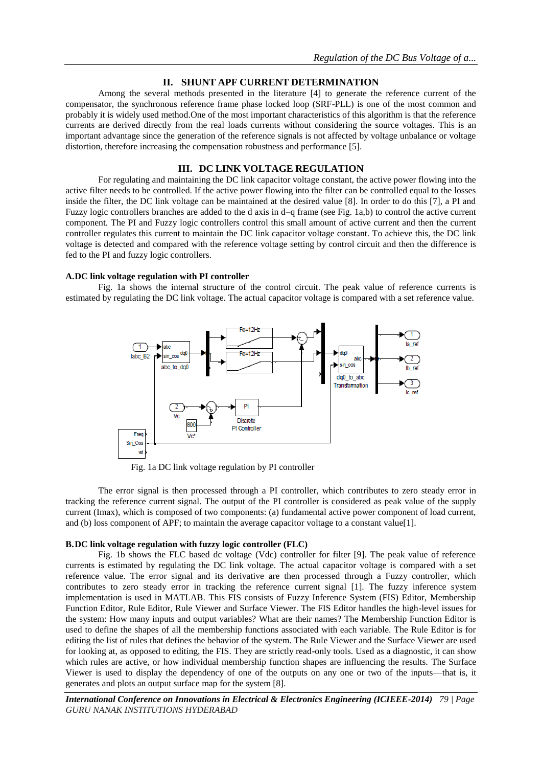## II. SHUNT APF CURRENT DETERMINATION

Among the several methods presented in the literature [4] to generate the reference current of the compensator, the synchronous reference frame phase locked loop (SRF-PLL) is one of the most common and probably it is widely used method.One of the most important characteristics of this algorithm is that the reference currents are derived directly from the real loads currents without considering the source voltages. This is an important advantage since the generation of the reference signals is not affected by voltage unbalance or voltage distortion, therefore increasing the compensation robustness and performance [5].

## III. DC LINK VOLTAGE REGULATION

For regulating and maintaining the DC link capacitor voltage constant, the active power flowing into the active filter needs to be controlled. If the active power flowing into the filter can be controlled equal to the losses inside the filter, the DC link voltage can be maintained at the desired value [8]. In order to do this [7], a PI and Fuzzy logic controllers branches are added to the d axis in d–q frame (see Fig. 1a,b) to control the active current component. The PI and Fuzzy logic controllers control this small amount of active current and then the current controller regulates this current to maintain the DC link capacitor voltage constant. To achieve this, the DC link voltage is detected and compared with the reference voltage setting by control circuit and then the difference is fed to the PI and fuzzy logic controllers.

### A. DC link voltage regulation with PI controller

Fig. 1a shows the internal structure of the control circuit. The peak value of reference currents is estimated by regulating the DC link voltage. The actual capacitor voltage is compared with a set reference value.

Fig. 1a DC link voltage regulation by PI controller

The error signal is then processed through a PI controller, which contributes to zero steady error in tracking the reference current signal. The output of the PI controller is considered as peak value of the supply current (Imax), which is composed of two components: (a) fundamental active power component of load current, and (b) loss component of APF; to maintain the average capacitor voltage to a constant value[1].

### B. DC link voltage regulation with fuzzy logic controller (FLC)

Fig. 1b shows the FLC based dc voltage (Vdc) controller for filter [9]. The peak value of reference currents is estimated by regulating the DC link voltage. The actual capacitor voltage is compared with a set reference value. The error signal and its derivative are then processed through a Fuzzy controller, which contributes to zero steady error in tracking the reference current signal [1]. The fuzzy inference system implementation is used in MATLAB. This FIS consists of Fuzzy Inference System (FIS) Editor, Membership Function Editor, Rule Editor, Rule Viewer and Surface Viewer. The FIS Editor handles the high-level issues for the system: How many inputs and output variables? What are their names? The Membership Function Editor is used to define the shapes of all the membership functions associated with each variable. The Rule Editor is for editing the list of rules that defines the behavior of the system. The Rule Viewer and the Surface Viewer are used for looking at, as opposed to editing, the FIS. They are strictly read-only tools. Used as a diagnostic, it can show which rules are active, or how individual membership function shapes are influencing the results. The Surface Viewer is used to display the dependency of one of the outputs on any one or two of the inputs—that is, it generates and plots an output surface map for the system [8].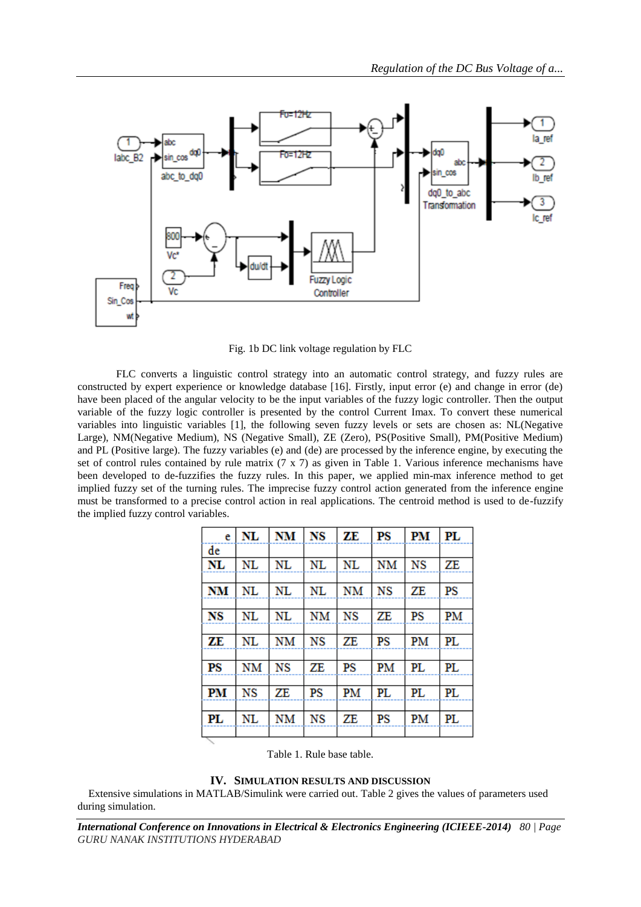Fig. 1b DC link voltage regulation by FLC

FLC converts a linguistic control strategy into an automatic control strategy, and fuzzy rules are constructed by expert experience or knowledge database [16]. Firstly, input error (e) and change in error (de) have been placed of the angular velocity to be the input variables of the fuzzy logic controller. Then the output variable of the fuzzy logic controller is presented by the control Current Imax. To convert these numerical variables into linguistic variables [1], the following seven fuzzy levels or sets are chosen as: NL(Negative Large), NM(Negative Medium), NS (Negative Small), ZE (Zero), PS(Positive Small), PM(Positive Medium) and PL (Positive large). The fuzzy variables (e) and (de) are processed by the inference engine, by executing the set of control rules contained by rule matrix (7 x 7) as given in Table 1. Various inference mechanisms have been developed to de-fuzzifies the fuzzy rules. In this paper, we applied min-max inference method to get implied fuzzy set of the turning rules. The imprecise fuzzy control action generated from the inference engine must be transformed to a precise control action in real applications. The centroid method is used to de-fuzzify the implied fuzzy control variables.

| de \ e | **NL** | **NM** | **NS** | **ZE** | **PS** | **PM** | **PL** |
|---|---|---|---|---|---|---|---|
| **NL** | NL | NL | NL | NL | NM | NS | ZE |
| **NM** | NL | NL | NL | NM | NS | ZE | PS |
| **NS** | NL | NL | NM | NS | ZE | PS | PM |
| **ZE** | NL | NM | NS | ZE | PS | PM | PL |
| **PS** | NM | NS | ZE | PS | PM | PL | PL |
| **PM** | NS | ZE | PS | PM | PL | PL | PL |
| **PL** | NL | NM | NS | ZE | PS | PM | PL |

Table 1. Rule base table.

## IV. SIMULATION RESULTS AND DISCUSSION

Extensive simulations in MATLAB/Simulink were carried out. Table 2 gives the values of parameters used during simulation.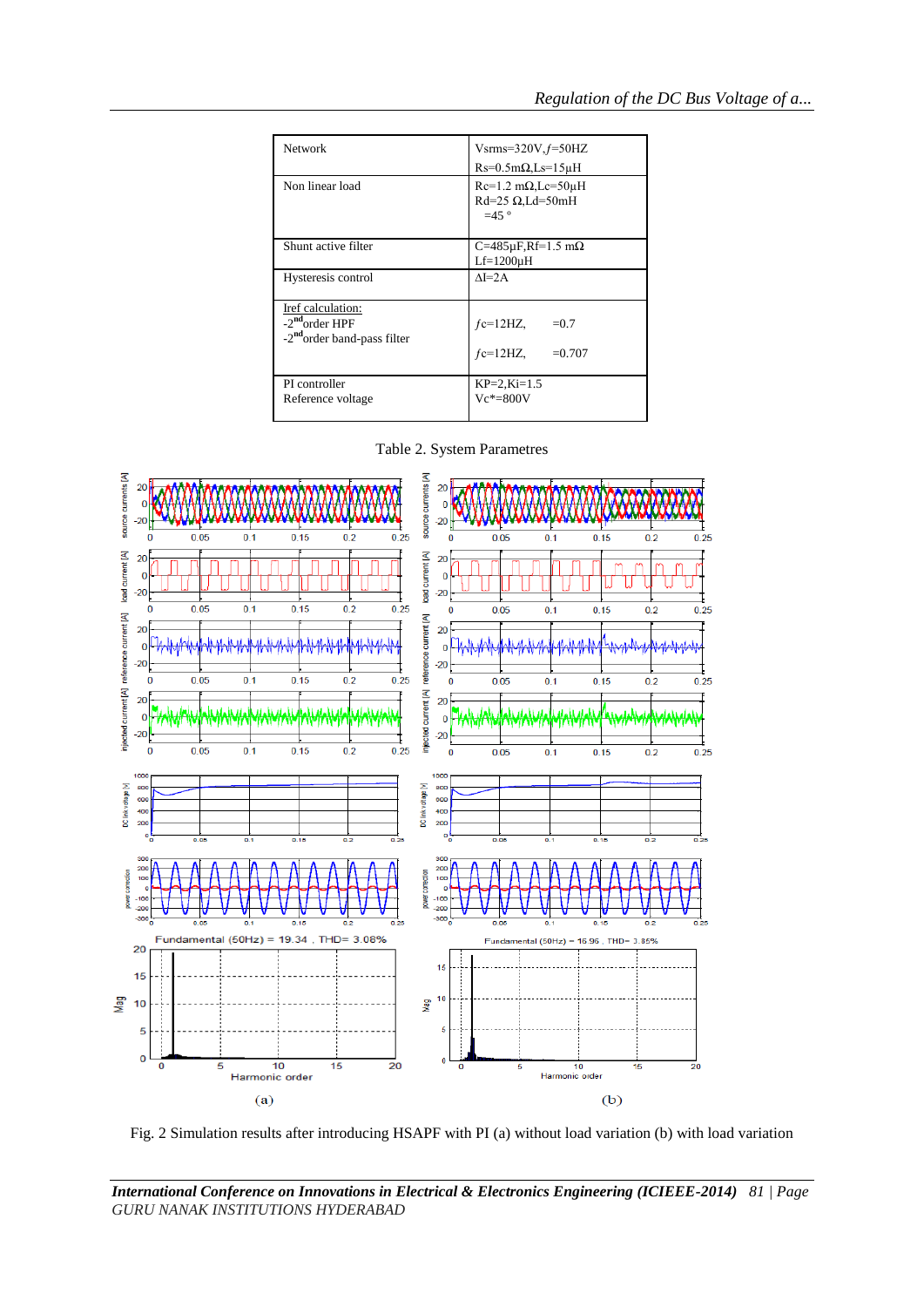| Network | Vsrms=320V, $f$=50HZ<br>Rs=0.5mΩ,Ls=15μH |
|---|---|
| Non linear load | Rc=1.2 mΩ,Lc=50μH<br>Rd=25 Ω,Ld=50mH<br>=45 ° |
| Shunt active filter | C=485μF,Rf=1.5 mΩ<br>Lf=1200μH |
| Hysteresis control | ΔI=2A |
| Iref calculation:<br>-2[nd]order HPF<br>-2[nd]order band-pass filter | $f$c=12HZ, =0.7<br><br>$f$c=12HZ, =0.707 |
| PI controller<br>Reference voltage | KP=2,Ki=1.5<br>Vc*=800V |

Table 2. System Parametres

Fig. 2 Simulation results after introducing HSAPF with PI (a) without load variation (b) with load variation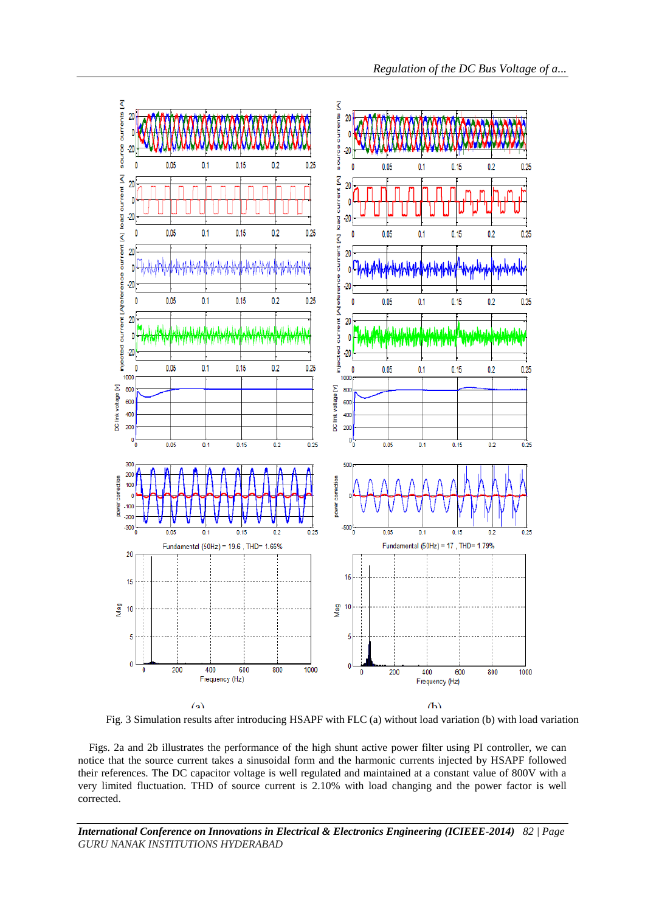Fig. 3 Simulation results after introducing HSAPF with FLC (a) without load variation (b) with load variation

Figs. 2a and 2b illustrates the performance of the high shunt active power filter using PI controller, we can notice that the source current takes a sinusoidal form and the harmonic currents injected by HSAPF followed their references. The DC capacitor voltage is well regulated and maintained at a constant value of 800V with a very limited fluctuation. THD of source current is 2.10% with load changing and the power factor is well corrected.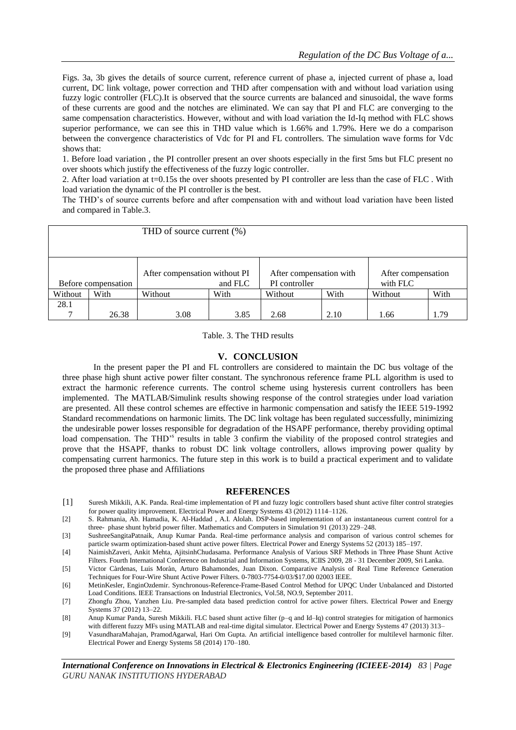Figs. 3a, 3b gives the details of source current, reference current of phase a, injected current of phase a, load current, DC link voltage, power correction and THD after compensation with and without load variation using fuzzy logic controller (FLC).It is observed that the source currents are balanced and sinusoidal, the wave forms of these currents are good and the notches are eliminated. We can say that PI and FLC are converging to the same compensation characteristics. However, without and with load variation the Id-Iq method with FLC shows superior performance, we can see this in THD value which is 1.66% and 1.79%. Here we do a comparison between the convergence characteristics of Vdc for PI and FL controllers. The simulation wave forms for Vdc shows that:

1. Before load variation , the PI controller present an over shoots especially in the first 5ms but FLC present no over shoots which justify the effectiveness of the fuzzy logic controller.
2. After load variation at t=0.15s the over shoots presented by PI controller are less than the case of FLC . With load variation the dynamic of the PI controller is the best.

The THD's of source currents before and after compensation with and without load variation have been listed and compared in Table.3.

| THD of source current (%) | | | | | | | |
|---|---|---|---|---|---|---|---|
| Before compensation | | After compensation without PI and FLC | | After compensation with PI controller | | After compensation with FLC | |
| Without | With | Without | With | Without | With | Without | With |
| 28.17 | 26.38 | 3.08 | 3.85 | 2.68 | 2.10 | 1.66 | 1.79 |

Table. 3. The THD results

## V. CONCLUSION

In the present paper the PI and FL controllers are considered to maintain the DC bus voltage of the three phase high shunt active power filter constant. The synchronous reference frame PLL algorithm is used to extract the harmonic reference currents. The control scheme using hysteresis current controllers has been implemented. The MATLAB/Simulink results showing response of the control strategies under load variation are presented. All these control schemes are effective in harmonic compensation and satisfy the IEEE 519-1992 Standard recommendations on harmonic limits. The DC link voltage has been regulated successfully, minimizing the undesirable power losses responsible for degradation of the HSAPF performance, thereby providing optimal load compensation. The THD''s results in table 3 confirm the viability of the proposed control strategies and prove that the HSAPF, thanks to robust DC link voltage controllers, allows improving power quality by compensating current harmonics. The future step in this work is to build a practical experiment and to validate the proposed three phase and Affiliations

## REFERENCES

[1] Suresh Mikkili, A.K. Panda. Real-time implementation of PI and fuzzy logic controllers based shunt active filter control strategies for power quality improvement. Electrical Power and Energy Systems 43 (2012) 1114–1126.

[2] S. Rahmania, Ab. Hamadia, K. Al-Haddad , A.I. Alolah. DSP-based implementation of an instantaneous current control for a three- phase shunt hybrid power filter. Mathematics and Computers in Simulation 91 (2013) 229–248.

[3] SushreeSangitaPatnaik, Anup Kumar Panda. Real-time performance analysis and comparison of various control schemes for particle swarm optimization-based shunt active power filters. Electrical Power and Energy Systems 52 (2013) 185–197.

[4] NaimishZaveri, Ankit Mehta, AjitsinhChudasama. Performance Analysis of Various SRF Methods in Three Phase Shunt Active Filters. Fourth International Conference on Industrial and Information Systems, ICIIS 2009, 28 - 31 December 2009, Sri Lanka.

[5] Victor Càrdenas, Luis Moràn, Arturo Bahamondes, Juan Dixon. Comparative Analysis of Real Time Reference Generation Techniques for Four-Wire Shunt Active Power Filters. 0-7803-7754-0/03/$17.00 02003 IEEE.

[6] MetinKesler, EnginOzdemir. Synchronous-Reference-Frame-Based Control Method for UPQC Under Unbalanced and Distorted Load Conditions. IEEE Transactions on Industrial Electronics, Vol.58, NO.9, September 2011.

[7] Zhongfu Zhou, Yanzhen Liu. Pre-sampled data based prediction control for active power filters. Electrical Power and Energy Systems 37 (2012) 13–22.

[8] Anup Kumar Panda, Suresh Mikkili. FLC based shunt active filter (p–q and Id–Iq) control strategies for mitigation of harmonics with different fuzzy MFs using MATLAB and real-time digital simulator. Electrical Power and Energy Systems 47 (2013) 313–

[9] VasundharaMahajan, PramodAgarwal, Hari Om Gupta. An artificial intelligence based controller for multilevel harmonic filter. Electrical Power and Energy Systems 58 (2014) 170–180.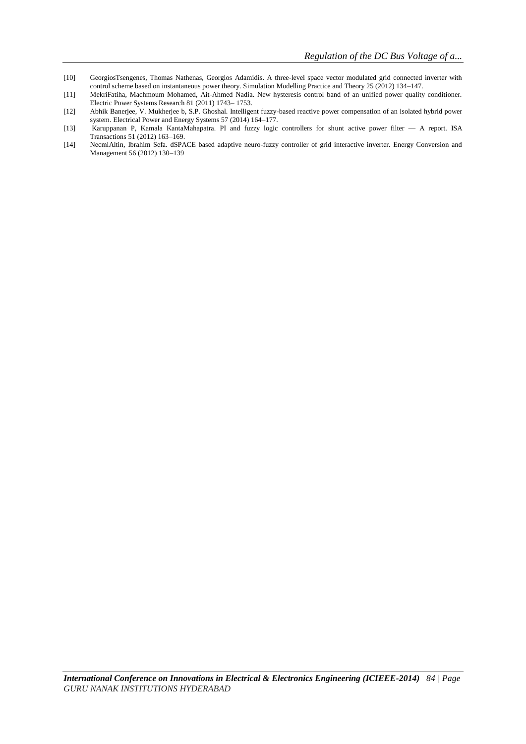[10] GeorgiosTsengenes, Thomas Nathenas, Georgios Adamidis. A three-level space vector modulated grid connected inverter with control scheme based on instantaneous power theory. Simulation Modelling Practice and Theory 25 (2012) 134–147.

[11] MekriFatiha, Machmoum Mohamed, Ait-Ahmed Nadia. New hysteresis control band of an unified power quality conditioner. Electric Power Systems Research 81 (2011) 1743– 1753.

[12] Abhik Banerjee, V. Mukherjee b, S.P. Ghoshal. Intelligent fuzzy-based reactive power compensation of an isolated hybrid power system. Electrical Power and Energy Systems 57 (2014) 164–177.

[13] Karuppanan P, Kamala KantaMahapatra. PI and fuzzy logic controllers for shunt active power filter — A report. ISA Transactions 51 (2012) 163–169.

[14] NecmiAltin, Ibrahim Sefa. dSPACE based adaptive neuro-fuzzy controller of grid interactive inverter. Energy Conversion and Management 56 (2012) 130–139